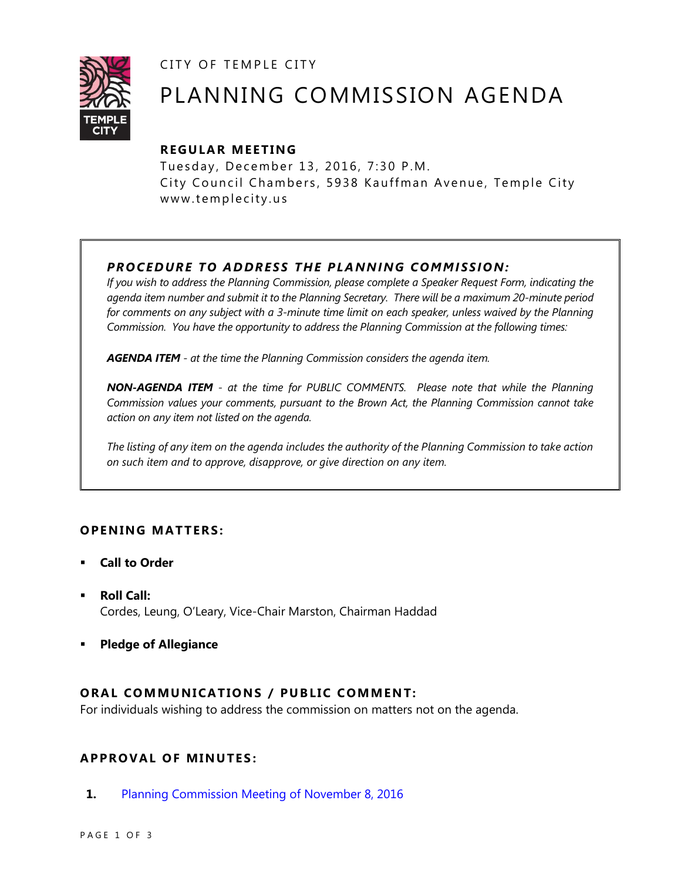CITY OF TEMPLE CITY

# PLANNING COMMISSION AGENDA

**REGULAR MEETING**

Tuesday, December 13, 2016, 7:30 P.M.
City Council Chambers, 5938 Kauffman Avenue, Temple City
www.templecity.us

***PROCEDURE TO ADDRESS THE PLANNING COMMISSION:***

*If you wish to address the Planning Commission, please complete a Speaker Request Form, indicating the agenda item number and submit it to the Planning Secretary. There will be a maximum 20-minute period for comments on any subject with a 3-minute time limit on each speaker, unless waived by the Planning Commission. You have the opportunity to address the Planning Commission at the following times:*

***AGENDA ITEM** - at the time the Planning Commission considers the agenda item.*

***NON-AGENDA ITEM** - at the time for PUBLIC COMMENTS. Please note that while the Planning Commission values your comments, pursuant to the Brown Act, the Planning Commission cannot take action on any item not listed on the agenda.*

*The listing of any item on the agenda includes the authority of the Planning Commission to take action on such item and to approve, disapprove, or give direction on any item.*

## OPENING MATTERS:

- **Call to Order**
- **Roll Call:**
  Cordes, Leung, O'Leary, Vice-Chair Marston, Chairman Haddad
- **Pledge of Allegiance**

## ORAL COMMUNICATIONS / PUBLIC COMMENT:

For individuals wishing to address the commission on matters not on the agenda.

## APPROVAL OF MINUTES:

**1.** Planning Commission Meeting of November 8, 2016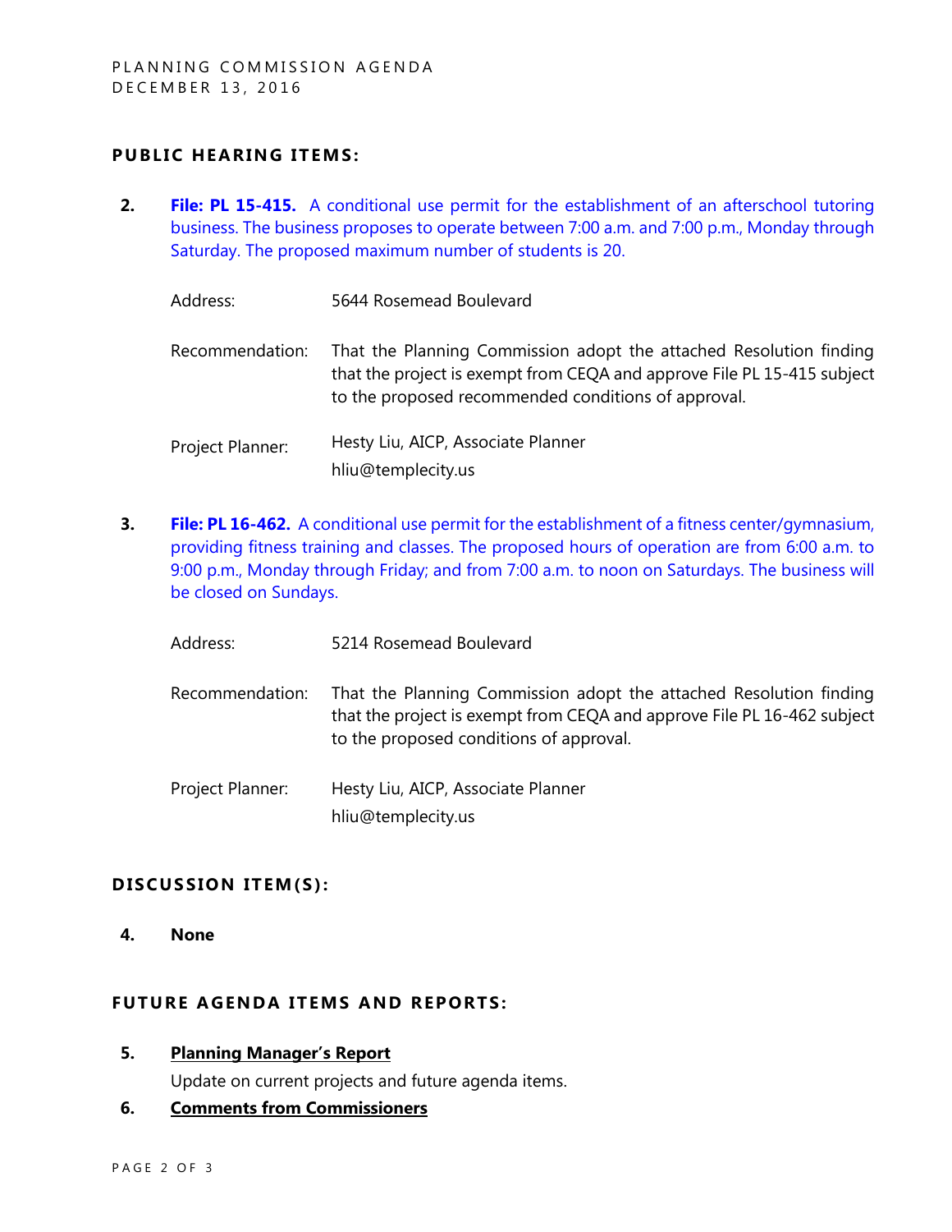## PUBLIC HEARING ITEMS:

2. **File: PL 15-415.** A conditional use permit for the establishment of an afterschool tutoring business. The business proposes to operate between 7:00 a.m. and 7:00 p.m., Monday through Saturday. The proposed maximum number of students is 20.

   Address: 5644 Rosemead Boulevard

   Recommendation: That the Planning Commission adopt the attached Resolution finding that the project is exempt from CEQA and approve File PL 15-415 subject to the proposed recommended conditions of approval.

   Project Planner: Hesty Liu, AICP, Associate Planner
   hliu@templecity.us

3. **File: PL 16-462.** A conditional use permit for the establishment of a fitness center/gymnasium, providing fitness training and classes. The proposed hours of operation are from 6:00 a.m. to 9:00 p.m., Monday through Friday; and from 7:00 a.m. to noon on Saturdays. The business will be closed on Sundays.

   Address: 5214 Rosemead Boulevard

   Recommendation: That the Planning Commission adopt the attached Resolution finding that the project is exempt from CEQA and approve File PL 16-462 subject to the proposed conditions of approval.

   Project Planner: Hesty Liu, AICP, Associate Planner
   hliu@templecity.us

## DISCUSSION ITEM(S):

4. **None**

## FUTURE AGENDA ITEMS AND REPORTS:

5. **Planning Manager's Report**

   Update on current projects and future agenda items.

6. **Comments from Commissioners**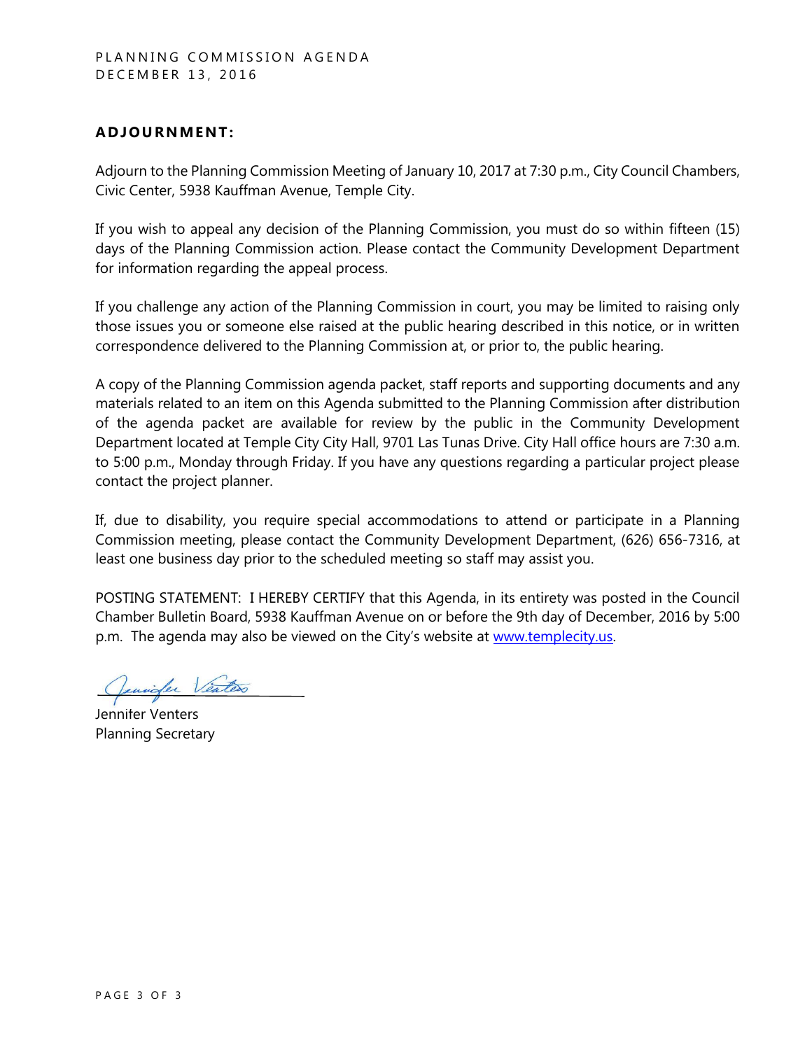## ADJOURNMENT:

Adjourn to the Planning Commission Meeting of January 10, 2017 at 7:30 p.m., City Council Chambers, Civic Center, 5938 Kauffman Avenue, Temple City.

If you wish to appeal any decision of the Planning Commission, you must do so within fifteen (15) days of the Planning Commission action. Please contact the Community Development Department for information regarding the appeal process.

If you challenge any action of the Planning Commission in court, you may be limited to raising only those issues you or someone else raised at the public hearing described in this notice, or in written correspondence delivered to the Planning Commission at, or prior to, the public hearing.

A copy of the Planning Commission agenda packet, staff reports and supporting documents and any materials related to an item on this Agenda submitted to the Planning Commission after distribution of the agenda packet are available for review by the public in the Community Development Department located at Temple City City Hall, 9701 Las Tunas Drive. City Hall office hours are 7:30 a.m. to 5:00 p.m., Monday through Friday. If you have any questions regarding a particular project please contact the project planner.

If, due to disability, you require special accommodations to attend or participate in a Planning Commission meeting, please contact the Community Development Department, (626) 656-7316, at least one business day prior to the scheduled meeting so staff may assist you.

POSTING STATEMENT: I HEREBY CERTIFY that this Agenda, in its entirety was posted in the Council Chamber Bulletin Board, 5938 Kauffman Avenue on or before the 9th day of December, 2016 by 5:00 p.m. The agenda may also be viewed on the City's website at www.templecity.us.

Jennifer Venters
Planning Secretary